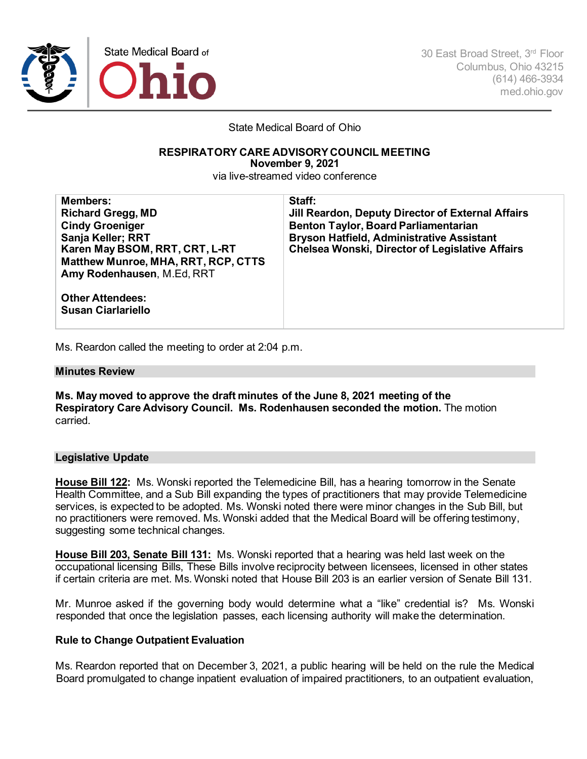State Medical Board of Ohio

30 East Broad Street, 3rd Floor
Columbus, Ohio 43215
(614) 466-3934
med.ohio.gov

State Medical Board of Ohio

**RESPIRATORY CARE ADVISORY COUNCIL MEETING**
**November 9, 2021**
via live-streamed video conference

| **Members:**<br>**Richard Gregg, MD**<br>**Cindy Groeniger**<br>**Sanja Keller; RRT**<br>**Karen May BSOM, RRT, CRT, L-RT**<br>**Matthew Munroe, MHA, RRT, RCP, CTTS**<br>**Amy Rodenhausen**, M.Ed, RRT<br><br>**Other Attendees:**<br>**Susan Ciarlariello** | **Staff:**<br>**Jill Reardon, Deputy Director of External Affairs**<br>**Benton Taylor, Board Parliamentarian**<br>**Bryson Hatfield, Administrative Assistant**<br>**Chelsea Wonski, Director of Legislative Affairs** |
|---|---|

Ms. Reardon called the meeting to order at 2:04 p.m.

## Minutes Review

**Ms. May moved to approve the draft minutes of the June 8, 2021 meeting of the Respiratory Care Advisory Council. Ms. Rodenhausen seconded the motion.** The motion carried.

## Legislative Update

**House Bill 122:** Ms. Wonski reported the Telemedicine Bill, has a hearing tomorrow in the Senate Health Committee, and a Sub Bill expanding the types of practitioners that may provide Telemedicine services, is expected to be adopted. Ms. Wonski noted there were minor changes in the Sub Bill, but no practitioners were removed. Ms. Wonski added that the Medical Board will be offering testimony, suggesting some technical changes.

**House Bill 203, Senate Bill 131:** Ms. Wonski reported that a hearing was held last week on the occupational licensing Bills, These Bills involve reciprocity between licensees, licensed in other states if certain criteria are met. Ms. Wonski noted that House Bill 203 is an earlier version of Senate Bill 131.

Mr. Munroe asked if the governing body would determine what a "like" credential is? Ms. Wonski responded that once the legislation passes, each licensing authority will make the determination.

**Rule to Change Outpatient Evaluation**

Ms. Reardon reported that on December 3, 2021, a public hearing will be held on the rule the Medical Board promulgated to change inpatient evaluation of impaired practitioners, to an outpatient evaluation,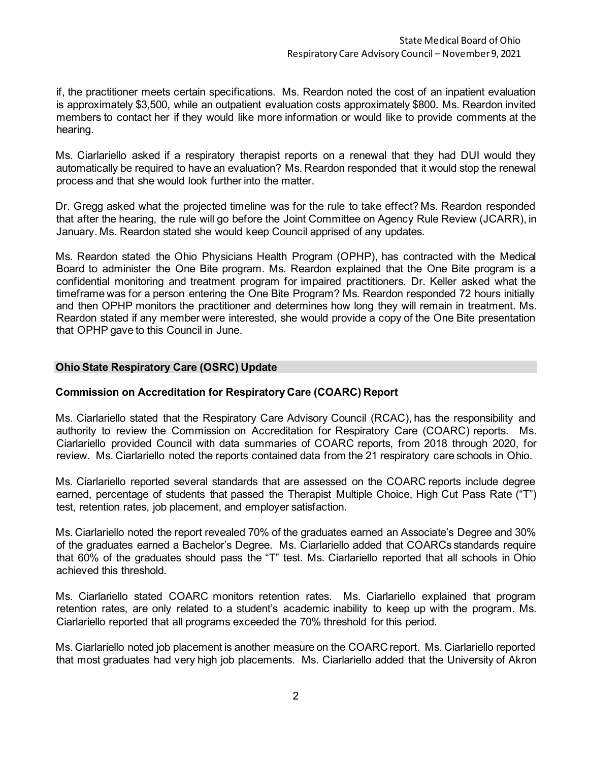if, the practitioner meets certain specifications. Ms. Reardon noted the cost of an inpatient evaluation is approximately $3,500, while an outpatient evaluation costs approximately $800. Ms. Reardon invited members to contact her if they would like more information or would like to provide comments at the hearing.

Ms. Ciarlariello asked if a respiratory therapist reports on a renewal that they had DUI would they automatically be required to have an evaluation? Ms. Reardon responded that it would stop the renewal process and that she would look further into the matter.

Dr. Gregg asked what the projected timeline was for the rule to take effect? Ms. Reardon responded that after the hearing, the rule will go before the Joint Committee on Agency Rule Review (JCARR), in January. Ms. Reardon stated she would keep Council apprised of any updates.

Ms. Reardon stated the Ohio Physicians Health Program (OPHP), has contracted with the Medical Board to administer the One Bite program. Ms. Reardon explained that the One Bite program is a confidential monitoring and treatment program for impaired practitioners. Dr. Keller asked what the timeframe was for a person entering the One Bite Program? Ms. Reardon responded 72 hours initially and then OPHP monitors the practitioner and determines how long they will remain in treatment. Ms. Reardon stated if any member were interested, she would provide a copy of the One Bite presentation that OPHP gave to this Council in June.

## Ohio State Respiratory Care (OSRC) Update

### Commission on Accreditation for Respiratory Care (COARC) Report

Ms. Ciarlariello stated that the Respiratory Care Advisory Council (RCAC), has the responsibility and authority to review the Commission on Accreditation for Respiratory Care (COARC) reports. Ms. Ciarlariello provided Council with data summaries of COARC reports, from 2018 through 2020, for review. Ms. Ciarlariello noted the reports contained data from the 21 respiratory care schools in Ohio.

Ms. Ciarlariello reported several standards that are assessed on the COARC reports include degree earned, percentage of students that passed the Therapist Multiple Choice, High Cut Pass Rate ("T") test, retention rates, job placement, and employer satisfaction.

Ms. Ciarlariello noted the report revealed 70% of the graduates earned an Associate's Degree and 30% of the graduates earned a Bachelor's Degree. Ms. Ciarlariello added that COARCs standards require that 60% of the graduates should pass the "T" test. Ms. Ciarlariello reported that all schools in Ohio achieved this threshold.

Ms. Ciarlariello stated COARC monitors retention rates. Ms. Ciarlariello explained that program retention rates, are only related to a student's academic inability to keep up with the program. Ms. Ciarlariello reported that all programs exceeded the 70% threshold for this period.

Ms. Ciarlariello noted job placement is another measure on the COARC report. Ms. Ciarlariello reported that most graduates had very high job placements. Ms. Ciarlariello added that the University of Akron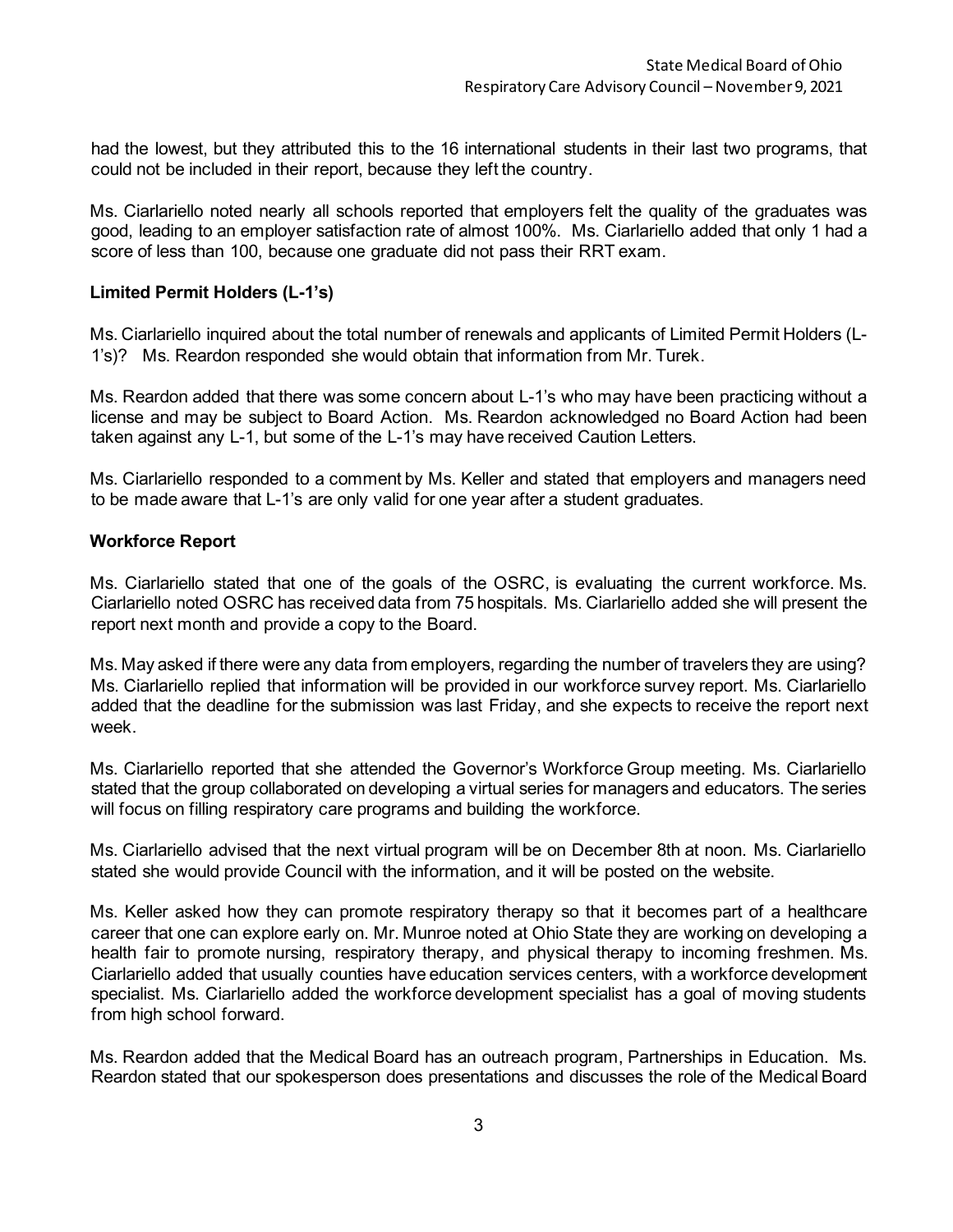had the lowest, but they attributed this to the 16 international students in their last two programs, that could not be included in their report, because they left the country.

Ms. Ciarlariello noted nearly all schools reported that employers felt the quality of the graduates was good, leading to an employer satisfaction rate of almost 100%. Ms. Ciarlariello added that only 1 had a score of less than 100, because one graduate did not pass their RRT exam.

**Limited Permit Holders (L-1's)**

Ms. Ciarlariello inquired about the total number of renewals and applicants of Limited Permit Holders (L-1's)? Ms. Reardon responded she would obtain that information from Mr. Turek.

Ms. Reardon added that there was some concern about L-1's who may have been practicing without a license and may be subject to Board Action. Ms. Reardon acknowledged no Board Action had been taken against any L-1, but some of the L-1's may have received Caution Letters.

Ms. Ciarlariello responded to a comment by Ms. Keller and stated that employers and managers need to be made aware that L-1's are only valid for one year after a student graduates.

**Workforce Report**

Ms. Ciarlariello stated that one of the goals of the OSRC, is evaluating the current workforce. Ms. Ciarlariello noted OSRC has received data from 75 hospitals. Ms. Ciarlariello added she will present the report next month and provide a copy to the Board.

Ms. May asked if there were any data from employers, regarding the number of travelers they are using? Ms. Ciarlariello replied that information will be provided in our workforce survey report. Ms. Ciarlariello added that the deadline for the submission was last Friday, and she expects to receive the report next week.

Ms. Ciarlariello reported that she attended the Governor's Workforce Group meeting. Ms. Ciarlariello stated that the group collaborated on developing a virtual series for managers and educators. The series will focus on filling respiratory care programs and building the workforce.

Ms. Ciarlariello advised that the next virtual program will be on December 8th at noon. Ms. Ciarlariello stated she would provide Council with the information, and it will be posted on the website.

Ms. Keller asked how they can promote respiratory therapy so that it becomes part of a healthcare career that one can explore early on. Mr. Munroe noted at Ohio State they are working on developing a health fair to promote nursing, respiratory therapy, and physical therapy to incoming freshmen. Ms. Ciarlariello added that usually counties have education services centers, with a workforce development specialist. Ms. Ciarlariello added the workforce development specialist has a goal of moving students from high school forward.

Ms. Reardon added that the Medical Board has an outreach program, Partnerships in Education. Ms. Reardon stated that our spokesperson does presentations and discusses the role of the Medical Board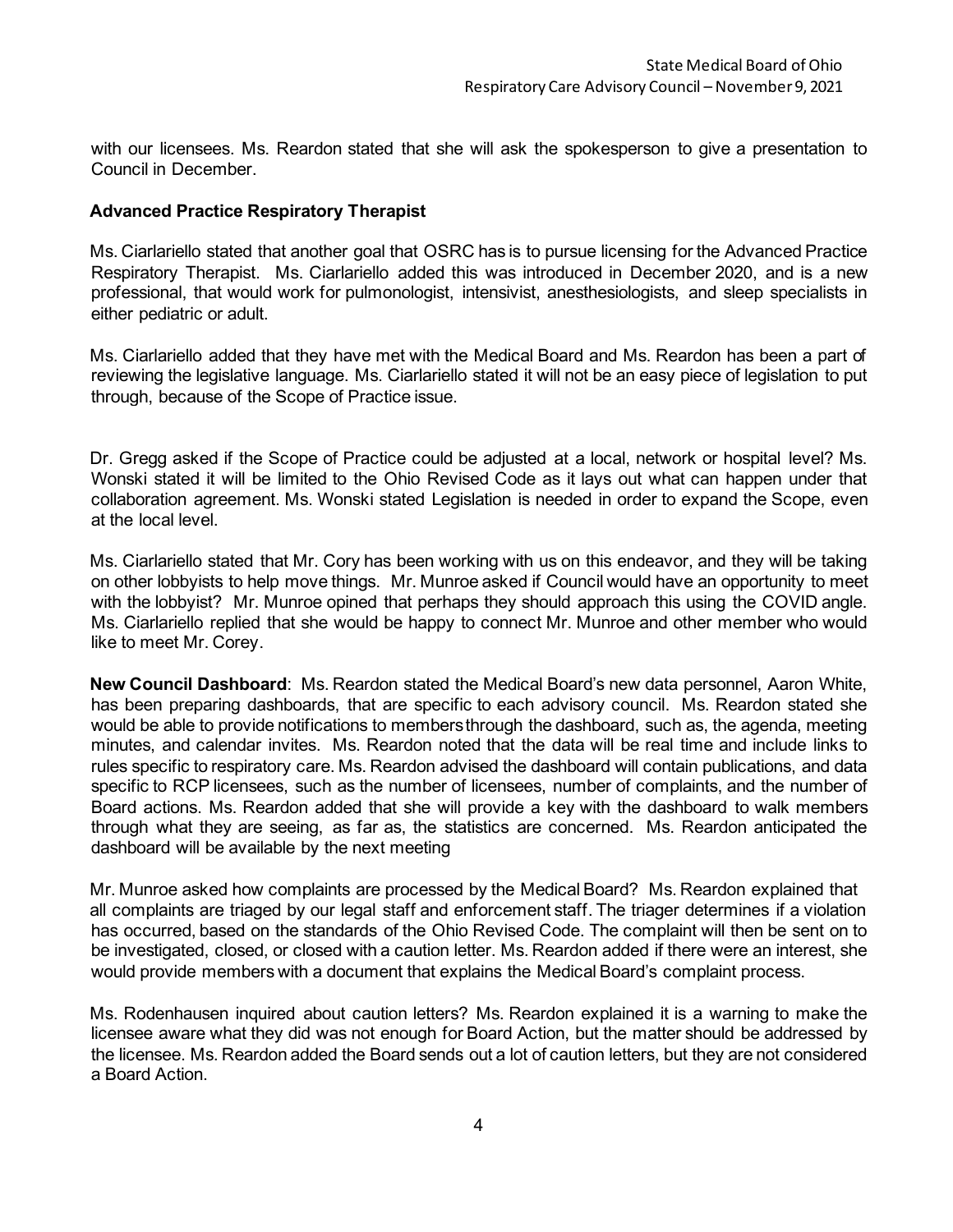with our licensees. Ms. Reardon stated that she will ask the spokesperson to give a presentation to Council in December.

**Advanced Practice Respiratory Therapist**

Ms. Ciarlariello stated that another goal that OSRC has is to pursue licensing for the Advanced Practice Respiratory Therapist. Ms. Ciarlariello added this was introduced in December 2020, and is a new professional, that would work for pulmonologist, intensivist, anesthesiologists, and sleep specialists in either pediatric or adult.

Ms. Ciarlariello added that they have met with the Medical Board and Ms. Reardon has been a part of reviewing the legislative language. Ms. Ciarlariello stated it will not be an easy piece of legislation to put through, because of the Scope of Practice issue.

Dr. Gregg asked if the Scope of Practice could be adjusted at a local, network or hospital level? Ms. Wonski stated it will be limited to the Ohio Revised Code as it lays out what can happen under that collaboration agreement. Ms. Wonski stated Legislation is needed in order to expand the Scope, even at the local level.

Ms. Ciarlariello stated that Mr. Cory has been working with us on this endeavor, and they will be taking on other lobbyists to help move things. Mr. Munroe asked if Council would have an opportunity to meet with the lobbyist? Mr. Munroe opined that perhaps they should approach this using the COVID angle. Ms. Ciarlariello replied that she would be happy to connect Mr. Munroe and other member who would like to meet Mr. Corey.

**New Council Dashboard**: Ms. Reardon stated the Medical Board's new data personnel, Aaron White, has been preparing dashboards, that are specific to each advisory council. Ms. Reardon stated she would be able to provide notifications to members through the dashboard, such as, the agenda, meeting minutes, and calendar invites. Ms. Reardon noted that the data will be real time and include links to rules specific to respiratory care. Ms. Reardon advised the dashboard will contain publications, and data specific to RCP licensees, such as the number of licensees, number of complaints, and the number of Board actions. Ms. Reardon added that she will provide a key with the dashboard to walk members through what they are seeing, as far as, the statistics are concerned. Ms. Reardon anticipated the dashboard will be available by the next meeting

Mr. Munroe asked how complaints are processed by the Medical Board? Ms. Reardon explained that all complaints are triaged by our legal staff and enforcement staff. The triager determines if a violation has occurred, based on the standards of the Ohio Revised Code. The complaint will then be sent on to be investigated, closed, or closed with a caution letter. Ms. Reardon added if there were an interest, she would provide members with a document that explains the Medical Board's complaint process.

Ms. Rodenhausen inquired about caution letters? Ms. Reardon explained it is a warning to make the licensee aware what they did was not enough for Board Action, but the matter should be addressed by the licensee. Ms. Reardon added the Board sends out a lot of caution letters, but they are not considered a Board Action.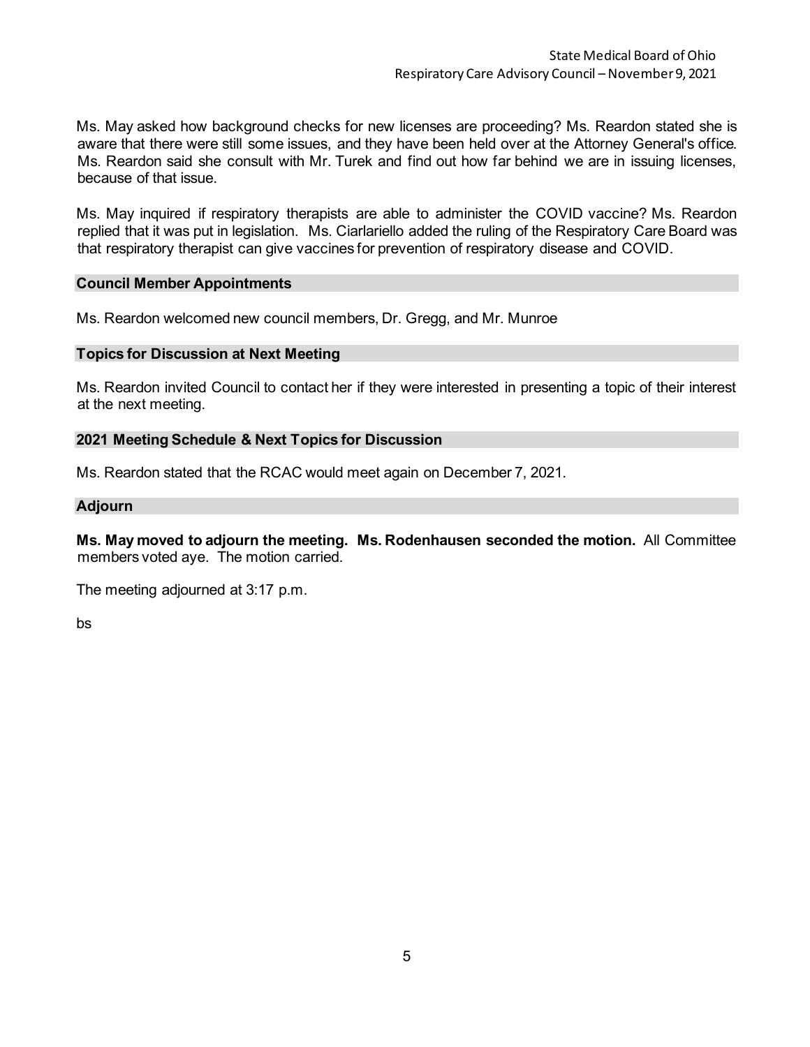Ms. May asked how background checks for new licenses are proceeding? Ms. Reardon stated she is aware that there were still some issues, and they have been held over at the Attorney General's office. Ms. Reardon said she consult with Mr. Turek and find out how far behind we are in issuing licenses, because of that issue.

Ms. May inquired if respiratory therapists are able to administer the COVID vaccine? Ms. Reardon replied that it was put in legislation. Ms. Ciarlariello added the ruling of the Respiratory Care Board was that respiratory therapist can give vaccines for prevention of respiratory disease and COVID.

## Council Member Appointments

Ms. Reardon welcomed new council members, Dr. Gregg, and Mr. Munroe

## Topics for Discussion at Next Meeting

Ms. Reardon invited Council to contact her if they were interested in presenting a topic of their interest at the next meeting.

## 2021 Meeting Schedule & Next Topics for Discussion

Ms. Reardon stated that the RCAC would meet again on December 7, 2021.

## Adjourn

**Ms. May moved to adjourn the meeting. Ms. Rodenhausen seconded the motion.** All Committee members voted aye. The motion carried.

The meeting adjourned at 3:17 p.m.

bs